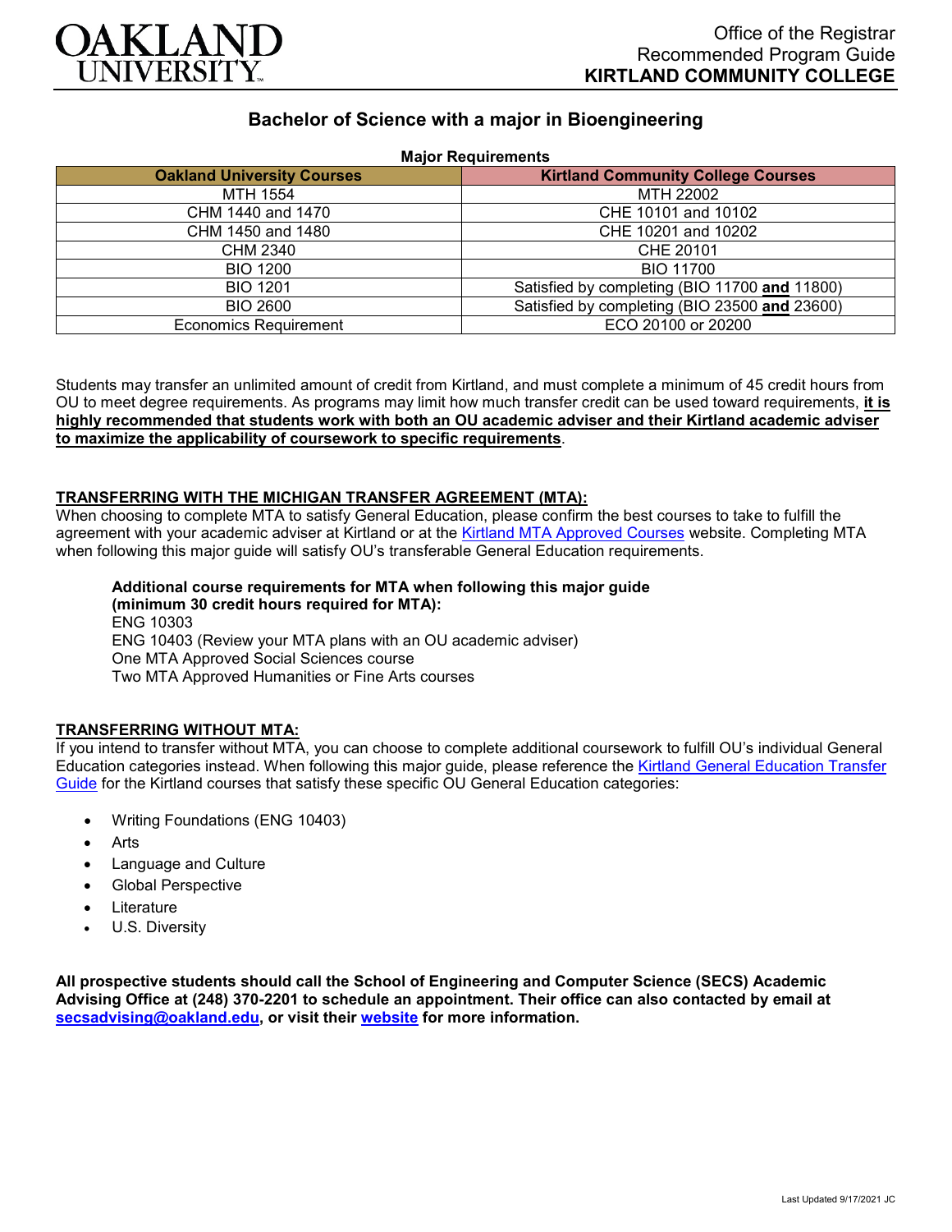# OAKLAND UNIVERSITY

Office of the Registrar
Recommended Program Guide
**KIRTLAND COMMUNITY COLLEGE**

## Bachelor of Science with a major in Bioengineering

**Major Requirements**

| Oakland University Courses | Kirtland Community College Courses |
|---|---|
| MTH 1554 | MTH 22002 |
| CHM 1440 and 1470 | CHE 10101 and 10102 |
| CHM 1450 and 1480 | CHE 10201 and 10202 |
| CHM 2340 | CHE 20101 |
| BIO 1200 | BIO 11700 |
| BIO 1201 | Satisfied by completing (BIO 11700 **and** 11800) |
| BIO 2600 | Satisfied by completing (BIO 23500 **and** 23600) |
| Economics Requirement | ECO 20100 or 20200 |

Students may transfer an unlimited amount of credit from Kirtland, and must complete a minimum of 45 credit hours from OU to meet degree requirements. As programs may limit how much transfer credit can be used toward requirements, **it is highly recommended that students work with both an OU academic adviser and their Kirtland academic adviser to maximize the applicability of coursework to specific requirements**.

### TRANSFERRING WITH THE MICHIGAN TRANSFER AGREEMENT (MTA):

When choosing to complete MTA to satisfy General Education, please confirm the best courses to take to fulfill the agreement with your academic adviser at Kirtland or at the Kirtland MTA Approved Courses website. Completing MTA when following this major guide will satisfy OU's transferable General Education requirements.

**Additional course requirements for MTA when following this major guide (minimum 30 credit hours required for MTA):**
ENG 10303
ENG 10403 (Review your MTA plans with an OU academic adviser)
One MTA Approved Social Sciences course
Two MTA Approved Humanities or Fine Arts courses

### TRANSFERRING WITHOUT MTA:

If you intend to transfer without MTA, you can choose to complete additional coursework to fulfill OU's individual General Education categories instead. When following this major guide, please reference the Kirtland General Education Transfer Guide for the Kirtland courses that satisfy these specific OU General Education categories:

- Writing Foundations (ENG 10403)
- Arts
- Language and Culture
- Global Perspective
- Literature
- U.S. Diversity

**All prospective students should call the School of Engineering and Computer Science (SECS) Academic Advising Office at (248) 370-2201 to schedule an appointment. Their office can also contacted by email at secsadvising@oakland.edu, or visit their website for more information.**

Last Updated 9/17/2021 JC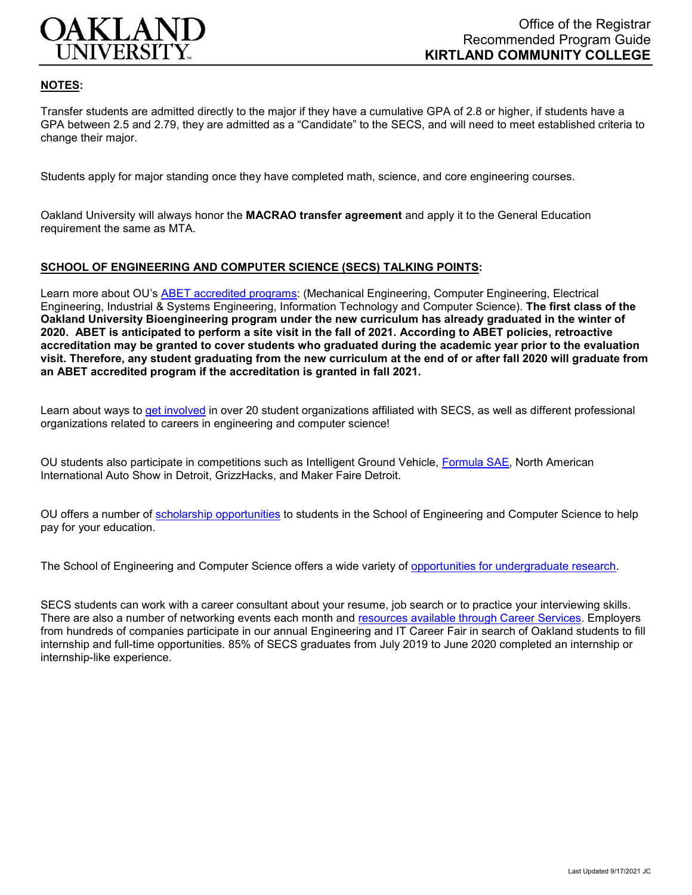**NOTES:**

Transfer students are admitted directly to the major if they have a cumulative GPA of 2.8 or higher, if students have a GPA between 2.5 and 2.79, they are admitted as a "Candidate" to the SECS, and will need to meet established criteria to change their major.

Students apply for major standing once they have completed math, science, and core engineering courses.

Oakland University will always honor the **MACRAO transfer agreement** and apply it to the General Education requirement the same as MTA.

**SCHOOL OF ENGINEERING AND COMPUTER SCIENCE (SECS) TALKING POINTS:**

Learn more about OU's ABET accredited programs: (Mechanical Engineering, Computer Engineering, Electrical Engineering, Industrial & Systems Engineering, Information Technology and Computer Science). **The first class of the Oakland University Bioengineering program under the new curriculum has already graduated in the winter of 2020. ABET is anticipated to perform a site visit in the fall of 2021. According to ABET policies, retroactive accreditation may be granted to cover students who graduated during the academic year prior to the evaluation visit. Therefore, any student graduating from the new curriculum at the end of or after fall 2020 will graduate from an ABET accredited program if the accreditation is granted in fall 2021.**

Learn about ways to get involved in over 20 student organizations affiliated with SECS, as well as different professional organizations related to careers in engineering and computer science!

OU students also participate in competitions such as Intelligent Ground Vehicle, Formula SAE, North American International Auto Show in Detroit, GrizzHacks, and Maker Faire Detroit.

OU offers a number of scholarship opportunities to students in the School of Engineering and Computer Science to help pay for your education.

The School of Engineering and Computer Science offers a wide variety of opportunities for undergraduate research.

SECS students can work with a career consultant about your resume, job search or to practice your interviewing skills. There are also a number of networking events each month and resources available through Career Services. Employers from hundreds of companies participate in our annual Engineering and IT Career Fair in search of Oakland students to fill internship and full-time opportunities. 85% of SECS graduates from July 2019 to June 2020 completed an internship or internship-like experience.